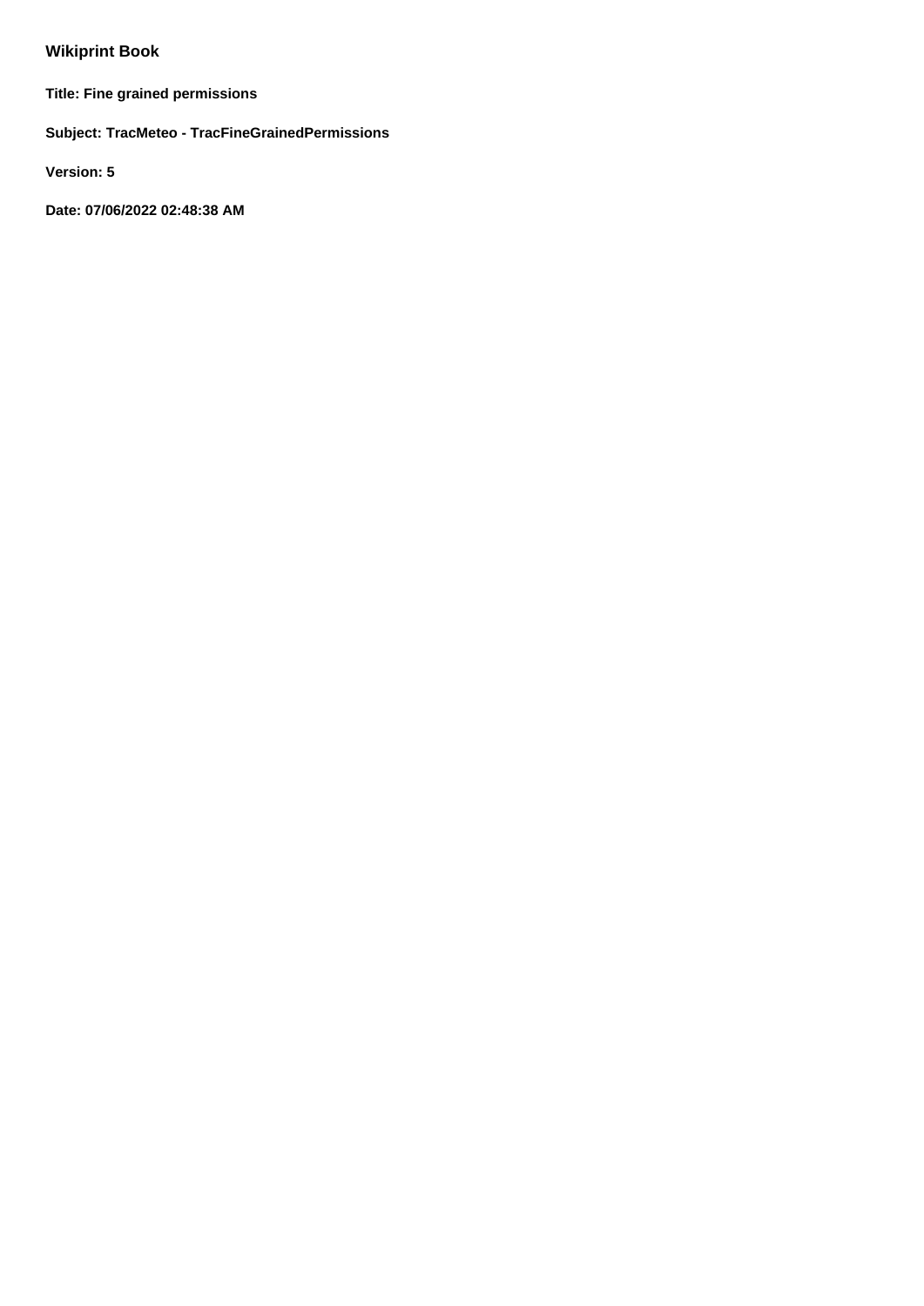# Wikiprint Book

**Title: Fine grained permissions**

**Subject: TracMeteo - TracFineGrainedPermissions**

**Version: 5**

**Date: 07/06/2022 02:48:38 AM**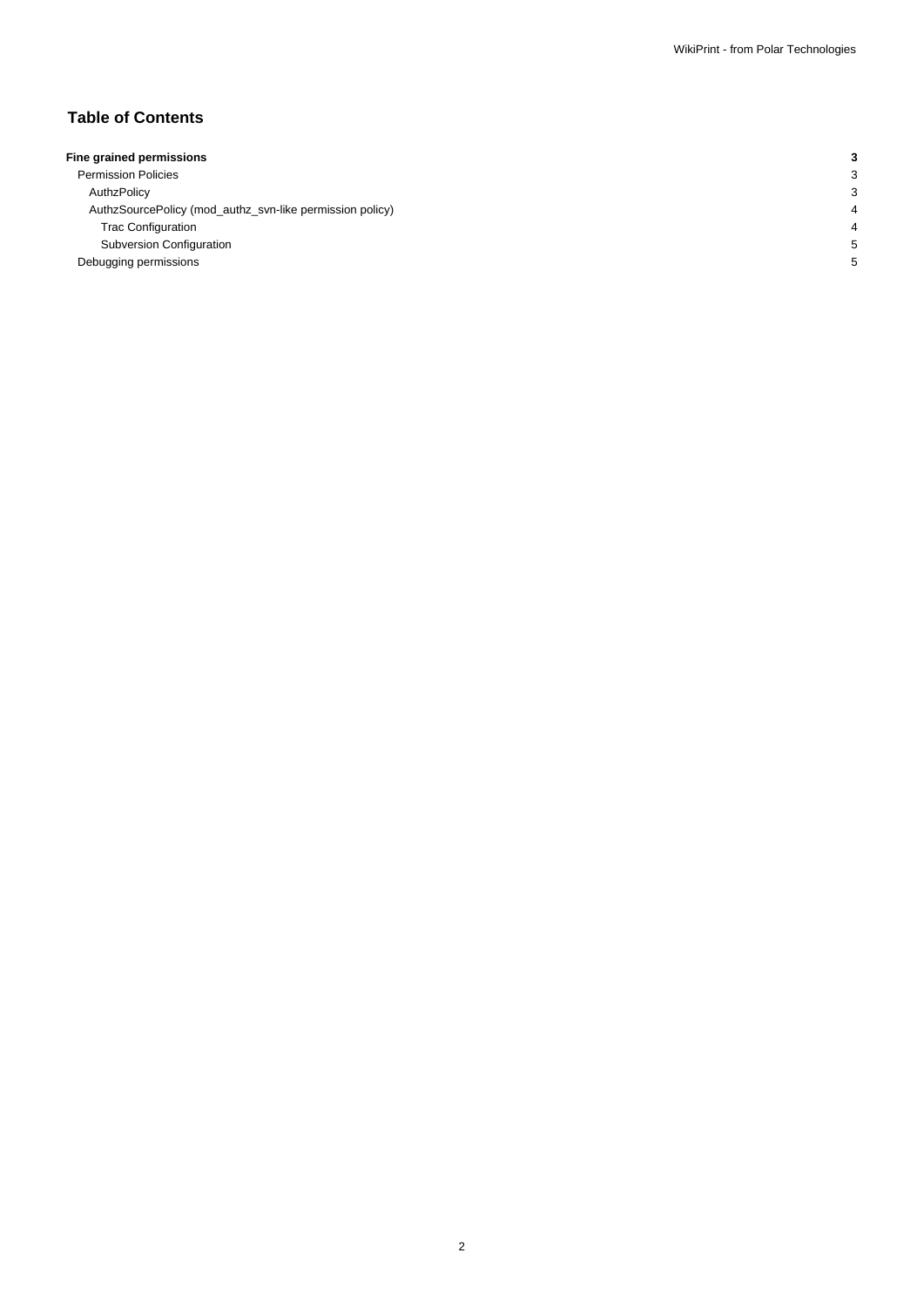## Table of Contents

| | |
|---|---|
| **Fine grained permissions** | **3** |
| Permission Policies | 3 |
| AuthzPolicy | 3 |
| AuthzSourcePolicy (mod_authz_svn-like permission policy) | 4 |
| Trac Configuration | 4 |
| Subversion Configuration | 5 |
| Debugging permissions | 5 |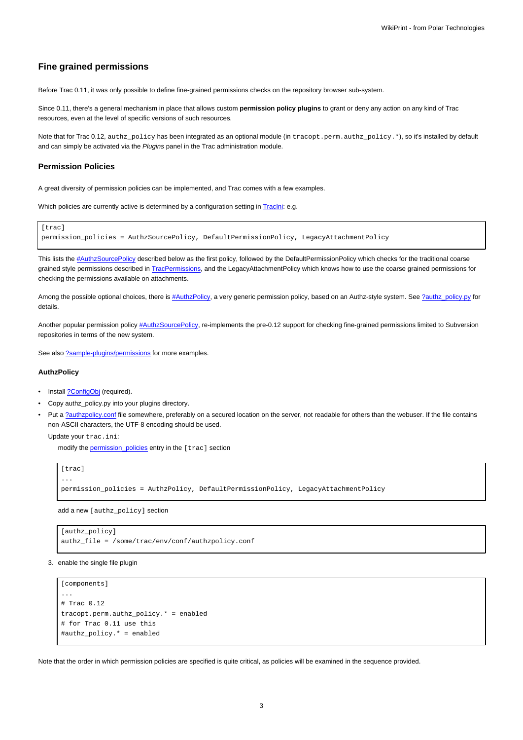## Fine grained permissions

Before Trac 0.11, it was only possible to define fine-grained permissions checks on the repository browser sub-system.

Since 0.11, there's a general mechanism in place that allows custom **permission policy plugins** to grant or deny any action on any kind of Trac resources, even at the level of specific versions of such resources.

Note that for Trac 0.12, `authz_policy` has been integrated as an optional module (in `tracopt.perm.authz_policy.*`), so it's installed by default and can simply be activated via the *Plugins* panel in the Trac administration module.

### Permission Policies

A great diversity of permission policies can be implemented, and Trac comes with a few examples.

Which policies are currently active is determined by a configuration setting in TracIni: e.g.

```
[trac]
permission_policies = AuthzSourcePolicy, DefaultPermissionPolicy, LegacyAttachmentPolicy
```

This lists the #AuthzSourcePolicy described below as the first policy, followed by the DefaultPermissionPolicy which checks for the traditional coarse grained style permissions described in TracPermissions, and the LegacyAttachmentPolicy which knows how to use the coarse grained permissions for checking the permissions available on attachments.

Among the possible optional choices, there is #AuthzPolicy, a very generic permission policy, based on an Authz-style system. See ?authz_policy.py for details.

Another popular permission policy #AuthzSourcePolicy, re-implements the pre-0.12 support for checking fine-grained permissions limited to Subversion repositories in terms of the new system.

See also ?sample-plugins/permissions for more examples.

#### AuthzPolicy

- Install ?ConfigObj (required).
- Copy authz_policy.py into your plugins directory.
- Put a ?authzpolicy.conf file somewhere, preferably on a secured location on the server, not readable for others than the webuser. If the file contains non-ASCII characters, the UTF-8 encoding should be used.

  Update your `trac.ini`:

  modify the permission_policies entry in the `[trac]` section

```
[trac]
...
permission_policies = AuthzPolicy, DefaultPermissionPolicy, LegacyAttachmentPolicy
```

  add a new `[authz_policy]` section

```
[authz_policy]
authz_file = /some/trac/env/conf/authzpolicy.conf
```

3. enable the single file plugin

```
[components]
...
# Trac 0.12
tracopt.perm.authz_policy.* = enabled
# for Trac 0.11 use this
#authz_policy.* = enabled
```

Note that the order in which permission policies are specified is quite critical, as policies will be examined in the sequence provided.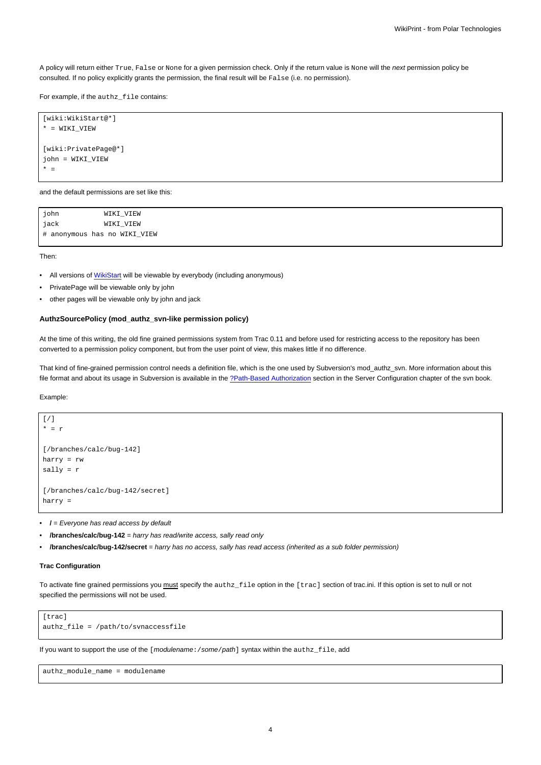A policy will return either `True`, `False` or `None` for a given permission check. Only if the return value is `None` will the *next* permission policy be consulted. If no policy explicitly grants the permission, the final result will be `False` (i.e. no permission).

For example, if the `authz_file` contains:

```
[wiki:WikiStart@*]
* = WIKI_VIEW

[wiki:PrivatePage@*]
john = WIKI_VIEW
* =
```

and the default permissions are set like this:

```
john           WIKI_VIEW
jack           WIKI_VIEW
# anonymous has no WIKI_VIEW
```

Then:

- All versions of WikiStart will be viewable by everybody (including anonymous)
- PrivatePage will be viewable only by john
- other pages will be viewable only by john and jack

#### AuthzSourcePolicy (mod_authz_svn-like permission policy)

At the time of this writing, the old fine grained permissions system from Trac 0.11 and before used for restricting access to the repository has been converted to a permission policy component, but from the user point of view, this makes little if no difference.

That kind of fine-grained permission control needs a definition file, which is the one used by Subversion's mod_authz_svn. More information about this file format and about its usage in Subversion is available in the ?Path-Based Authorization section in the Server Configuration chapter of the svn book.

Example:

```
[/]
* = r

[/branches/calc/bug-142]
harry = rw
sally = r

[/branches/calc/bug-142/secret]
harry =
```

- **/** = *Everyone has read access by default*
- **/branches/calc/bug-142** = *harry has read/write access, sally read only*
- **/branches/calc/bug-142/secret** = *harry has no access, sally has read access (inherited as a sub folder permission)*

##### Trac Configuration

To activate fine grained permissions you <u>must</u> specify the `authz_file` option in the `[trac]` section of trac.ini. If this option is set to null or not specified the permissions will not be used.

```
[trac]
authz_file = /path/to/svnaccessfile
```

If you want to support the use of the `[`*modulename*`:`*/some/path*`]` syntax within the `authz_file`, add

```
authz_module_name = modulename
```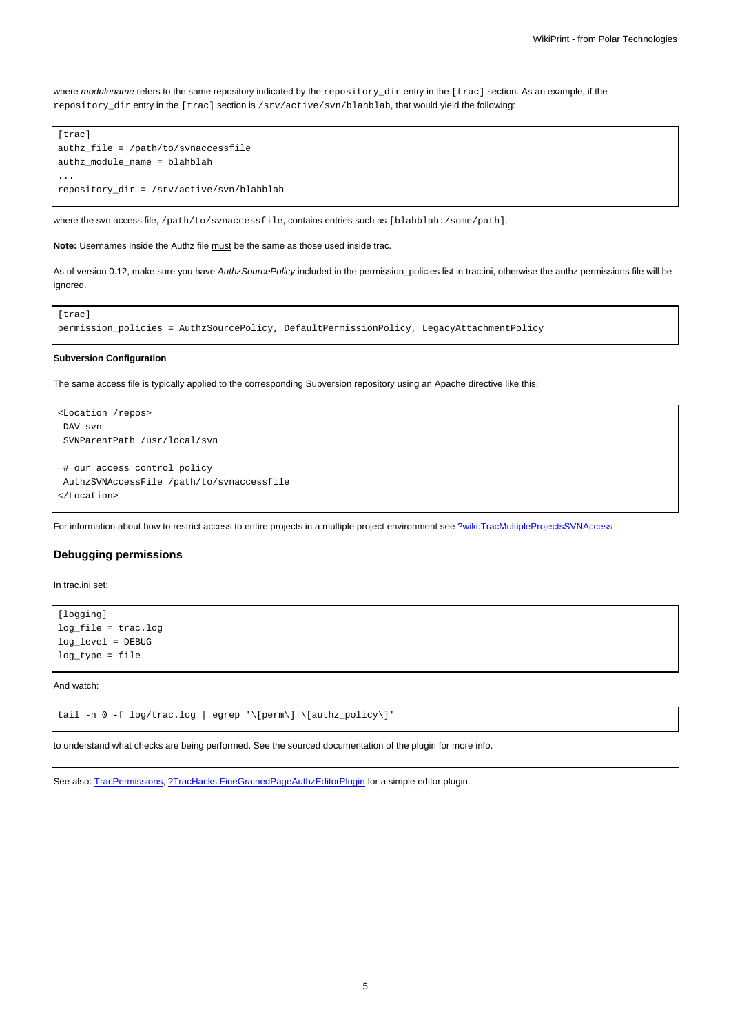where *modulename* refers to the same repository indicated by the `repository_dir` entry in the `[trac]` section. As an example, if the `repository_dir` entry in the `[trac]` section is `/srv/active/svn/blahblah`, that would yield the following:

```
[trac]
authz_file = /path/to/svnaccessfile
authz_module_name = blahblah
...
repository_dir = /srv/active/svn/blahblah
```

where the svn access file, `/path/to/svnaccessfile`, contains entries such as `[blahblah:/some/path]`.

**Note:** Usernames inside the Authz file must be the same as those used inside trac.

As of version 0.12, make sure you have *AuthzSourcePolicy* included in the permission_policies list in trac.ini, otherwise the authz permissions file will be ignored.

```
[trac]
permission_policies = AuthzSourcePolicy, DefaultPermissionPolicy, LegacyAttachmentPolicy
```

#### Subversion Configuration

The same access file is typically applied to the corresponding Subversion repository using an Apache directive like this:

```
<Location /repos>
 DAV svn
 SVNParentPath /usr/local/svn

 # our access control policy
 AuthzSVNAccessFile /path/to/svnaccessfile
</Location>
```

For information about how to restrict access to entire projects in a multiple project environment see ?wiki:TracMultipleProjectsSVNAccess

### Debugging permissions

In trac.ini set:

```
[logging]
log_file = trac.log
log_level = DEBUG
log_type = file
```

And watch:

```
tail -n 0 -f log/trac.log | egrep '\[perm\]|\[authz_policy\]'
```

to understand what checks are being performed. See the sourced documentation of the plugin for more info.

---

See also: TracPermissions, ?TracHacks:FineGrainedPageAuthzEditorPlugin for a simple editor plugin.